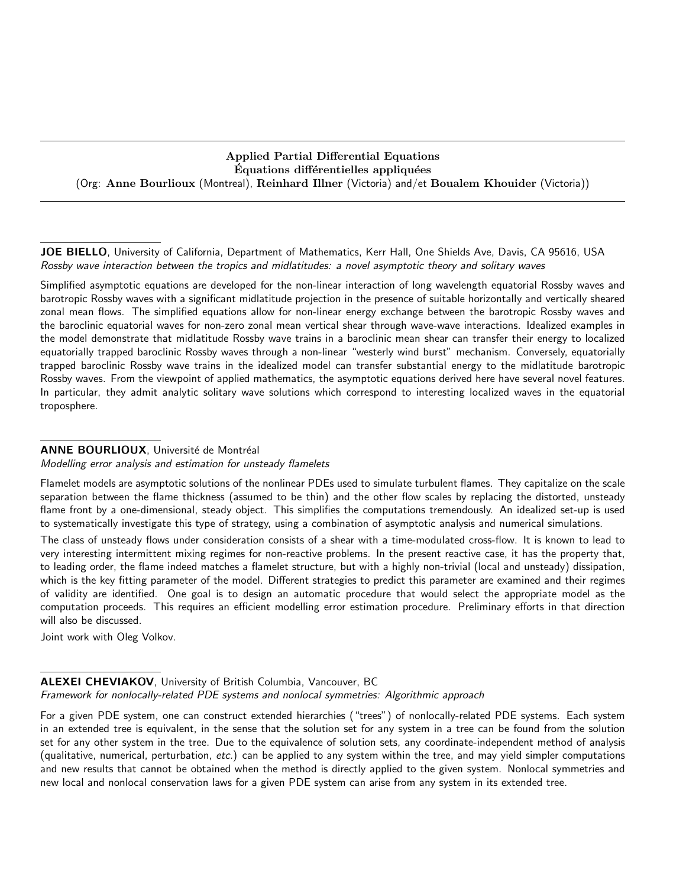## Applied Partial Differential Equations
## Équations différentielles appliquées

(Org: **Anne Bourlioux** (Montreal), **Reinhard Illner** (Victoria) and/et **Boualem Khouider** (Victoria))

---

**JOE BIELLO**, University of California, Department of Mathematics, Kerr Hall, One Shields Ave, Davis, CA 95616, USA
*Rossby wave interaction between the tropics and midlatitudes: a novel asymptotic theory and solitary waves*

Simplified asymptotic equations are developed for the non-linear interaction of long wavelength equatorial Rossby waves and barotropic Rossby waves with a significant midlatitude projection in the presence of suitable horizontally and vertically sheared zonal mean flows. The simplified equations allow for non-linear energy exchange between the barotropic Rossby waves and the baroclinic equatorial waves for non-zero zonal mean vertical shear through wave-wave interactions. Idealized examples in the model demonstrate that midlatitude Rossby wave trains in a baroclinic mean shear can transfer their energy to localized equatorially trapped baroclinic Rossby waves through a non-linear "westerly wind burst" mechanism. Conversely, equatorially trapped baroclinic Rossby wave trains in the idealized model can transfer substantial energy to the midlatitude barotropic Rossby waves. From the viewpoint of applied mathematics, the asymptotic equations derived here have several novel features. In particular, they admit analytic solitary wave solutions which correspond to interesting localized waves in the equatorial troposphere.

**ANNE BOURLIOUX**, Université de Montréal
*Modelling error analysis and estimation for unsteady flamelets*

Flamelet models are asymptotic solutions of the nonlinear PDEs used to simulate turbulent flames. They capitalize on the scale separation between the flame thickness (assumed to be thin) and the other flow scales by replacing the distorted, unsteady flame front by a one-dimensional, steady object. This simplifies the computations tremendously. An idealized set-up is used to systematically investigate this type of strategy, using a combination of asymptotic analysis and numerical simulations.

The class of unsteady flows under consideration consists of a shear with a time-modulated cross-flow. It is known to lead to very interesting intermittent mixing regimes for non-reactive problems. In the present reactive case, it has the property that, to leading order, the flame indeed matches a flamelet structure, but with a highly non-trivial (local and unsteady) dissipation, which is the key fitting parameter of the model. Different strategies to predict this parameter are examined and their regimes of validity are identified. One goal is to design an automatic procedure that would select the appropriate model as the computation proceeds. This requires an efficient modelling error estimation procedure. Preliminary efforts in that direction will also be discussed.

Joint work with Oleg Volkov.

**ALEXEI CHEVIAKOV**, University of British Columbia, Vancouver, BC
*Framework for nonlocally-related PDE systems and nonlocal symmetries: Algorithmic approach*

For a given PDE system, one can construct extended hierarchies ("trees") of nonlocally-related PDE systems. Each system in an extended tree is equivalent, in the sense that the solution set for any system in a tree can be found from the solution set for any other system in the tree. Due to the equivalence of solution sets, any coordinate-independent method of analysis (qualitative, numerical, perturbation, *etc.*) can be applied to any system within the tree, and may yield simpler computations and new results that cannot be obtained when the method is directly applied to the given system. Nonlocal symmetries and new local and nonlocal conservation laws for a given PDE system can arise from any system in its extended tree.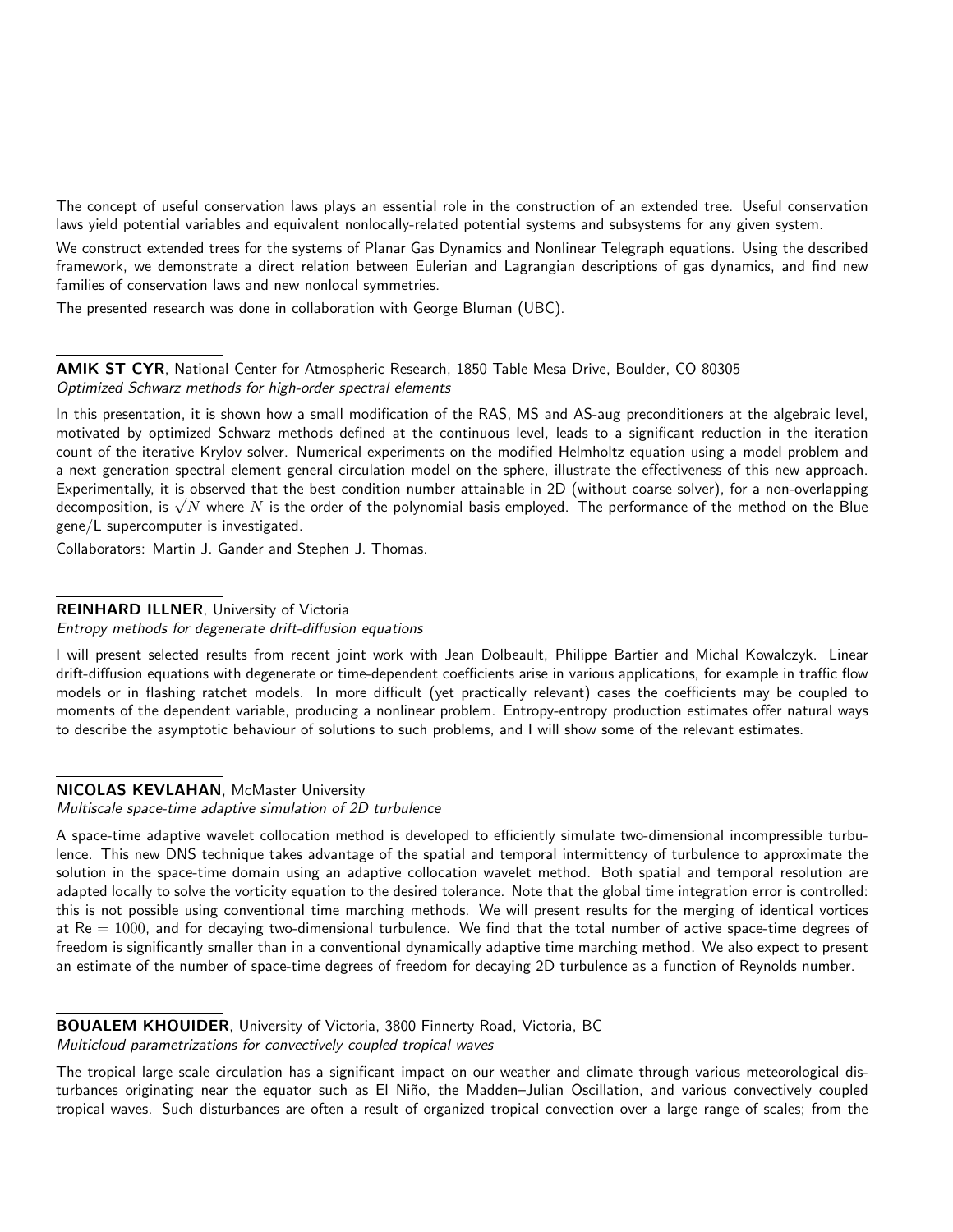The concept of useful conservation laws plays an essential role in the construction of an extended tree. Useful conservation laws yield potential variables and equivalent nonlocally-related potential systems and subsystems for any given system.

We construct extended trees for the systems of Planar Gas Dynamics and Nonlinear Telegraph equations. Using the described framework, we demonstrate a direct relation between Eulerian and Lagrangian descriptions of gas dynamics, and find new families of conservation laws and new nonlocal symmetries.

The presented research was done in collaboration with George Bluman (UBC).

---

**AMIK ST CYR**, National Center for Atmospheric Research, 1850 Table Mesa Drive, Boulder, CO 80305
*Optimized Schwarz methods for high-order spectral elements*

In this presentation, it is shown how a small modification of the RAS, MS and AS-aug preconditioners at the algebraic level, motivated by optimized Schwarz methods defined at the continuous level, leads to a significant reduction in the iteration count of the iterative Krylov solver. Numerical experiments on the modified Helmholtz equation using a model problem and a next generation spectral element general circulation model on the sphere, illustrate the effectiveness of this new approach. Experimentally, it is observed that the best condition number attainable in 2D (without coarse solver), for a non-overlapping decomposition, is $\sqrt{N}$ where $N$ is the order of the polynomial basis employed. The performance of the method on the Blue gene/L supercomputer is investigated.

Collaborators: Martin J. Gander and Stephen J. Thomas.

---

**REINHARD ILLNER**, University of Victoria
*Entropy methods for degenerate drift-diffusion equations*

I will present selected results from recent joint work with Jean Dolbeault, Philippe Bartier and Michal Kowalczyk. Linear drift-diffusion equations with degenerate or time-dependent coefficients arise in various applications, for example in traffic flow models or in flashing ratchet models. In more difficult (yet practically relevant) cases the coefficients may be coupled to moments of the dependent variable, producing a nonlinear problem. Entropy-entropy production estimates offer natural ways to describe the asymptotic behaviour of solutions to such problems, and I will show some of the relevant estimates.

---

**NICOLAS KEVLAHAN**, McMaster University
*Multiscale space-time adaptive wavelet simulation of 2D turbulence*

A space-time adaptive wavelet collocation method is developed to efficiently simulate two-dimensional incompressible turbulence. This new DNS technique takes advantage of the spatial and temporal intermittency of turbulence to approximate the solution in the space-time domain using an adaptive collocation wavelet method. Both spatial and temporal resolution are adapted locally to solve the vorticity equation to the desired tolerance. Note that the global time integration error is controlled: this is not possible using conventional time marching methods. We will present results for the merging of identical vortices at $\mathrm{Re} = 1000$, and for decaying two-dimensional turbulence. We find that the total number of active space-time degrees of freedom is significantly smaller than in a conventional dynamically adaptive time marching method. We also expect to present an estimate of the number of space-time degrees of freedom for decaying 2D turbulence as a function of Reynolds number.

---

**BOUALEM KHOUIDER**, University of Victoria, 3800 Finnerty Road, Victoria, BC
*Multicloud parametrizations for convectively coupled tropical waves*

The tropical large scale circulation has a significant impact on our weather and climate through various meteorological disturbances originating near the equator such as El Niño, the Madden–Julian Oscillation, and various convectively coupled tropical waves. Such disturbances are often a result of organized tropical convection over a large range of scales; from the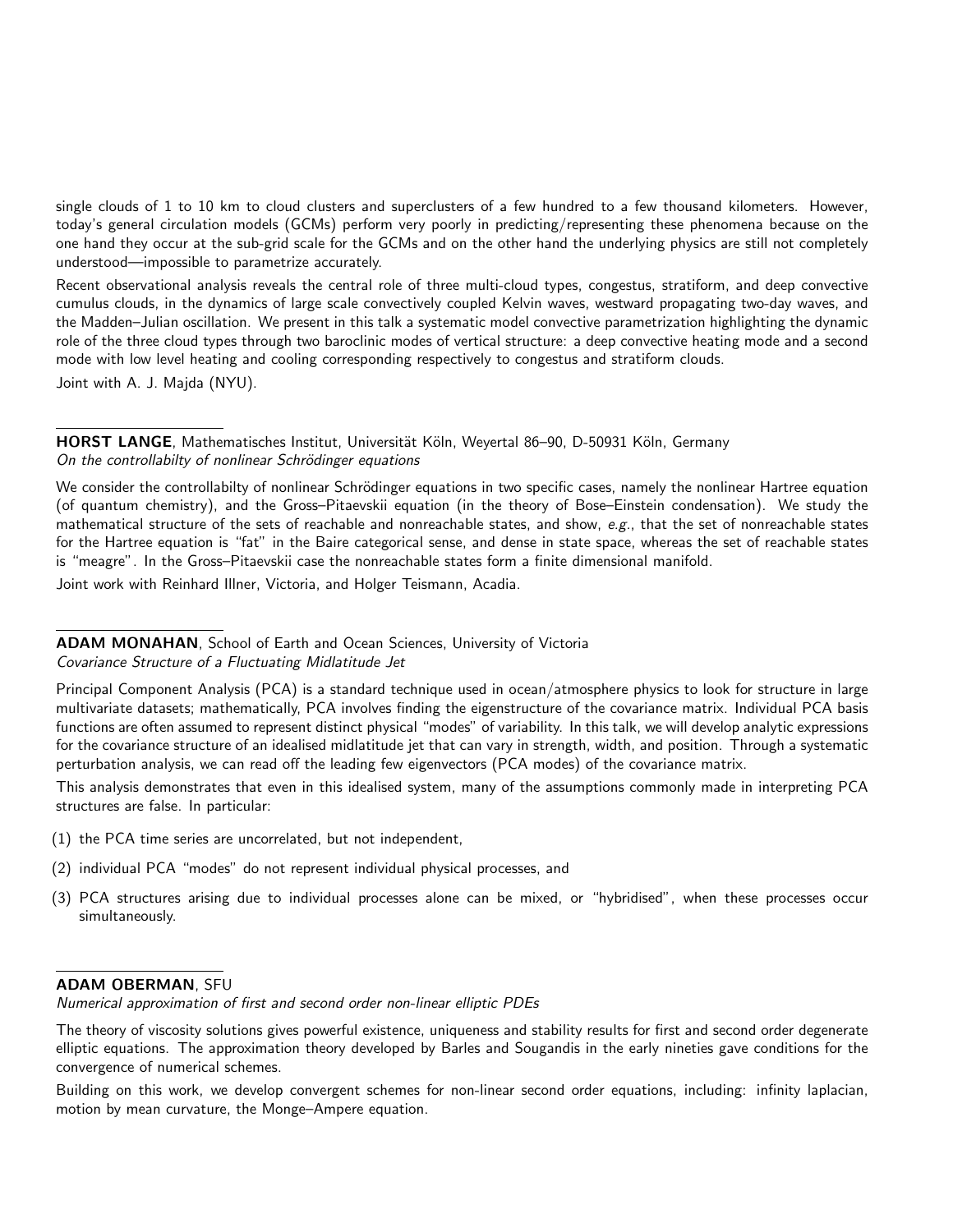single clouds of 1 to 10 km to cloud clusters and superclusters of a few hundred to a few thousand kilometers. However, today's general circulation models (GCMs) perform very poorly in predicting/representing these phenomena because on the one hand they occur at the sub-grid scale for the GCMs and on the other hand the underlying physics are still not completely understood—impossible to parametrize accurately.

Recent observational analysis reveals the central role of three multi-cloud types, congestus, stratiform, and deep convective cumulus clouds, in the dynamics of large scale convectively coupled Kelvin waves, westward propagating two-day waves, and the Madden–Julian oscillation. We present in this talk a systematic model convective parametrization highlighting the dynamic role of the three cloud types through two baroclinic modes of vertical structure: a deep convective heating mode and a second mode with low level heating and cooling corresponding respectively to congestus and stratiform clouds.

Joint with A. J. Majda (NYU).

---

**HORST LANGE**, Mathematisches Institut, Universität Köln, Weyertal 86–90, D-50931 Köln, Germany
*On the controllabilty of nonlinear Schrödinger equations*

We consider the controllabilty of nonlinear Schrödinger equations in two specific cases, namely the nonlinear Hartree equation (of quantum chemistry), and the Gross–Pitaevskii equation (in the theory of Bose–Einstein condensation). We study the mathematical structure of the sets of reachable and nonreachable states, and show, *e.g.*, that the set of nonreachable states for the Hartree equation is "fat" in the Baire categorical sense, and dense in state space, whereas the set of reachable states is "meagre". In the Gross–Pitaevskii case the nonreachable states form a finite dimensional manifold.

Joint work with Reinhard Illner, Victoria, and Holger Teismann, Acadia.

---

**ADAM MONAHAN**, School of Earth and Ocean Sciences, University of Victoria
*Covariance Structure of a Fluctuating Midlatitude Jet*

Principal Component Analysis (PCA) is a standard technique used in ocean/atmosphere physics to look for structure in large multivariate datasets; mathematically, PCA involves finding the eigenstructure of the covariance matrix. Individual PCA basis functions are often assumed to represent distinct physical "modes" of variability. In this talk, we will develop analytic expressions for the covariance structure of an idealised midlatitude jet that can vary in strength, width, and position. Through a systematic perturbation analysis, we can read off the leading few eigenvectors (PCA modes) of the covariance matrix.

This analysis demonstrates that even in this idealised system, many of the assumptions commonly made in interpreting PCA structures are false. In particular:

(1) the PCA time series are uncorrelated, but not independent,

(2) individual PCA "modes" do not represent individual physical processes, and

(3) PCA structures arising due to individual processes alone can be mixed, or "hybridised", when these processes occur simultaneously.

---

**ADAM OBERMAN**, SFU
*Numerical approximation of first and second order non-linear elliptic PDEs*

The theory of viscosity solutions gives powerful existence, uniqueness and stability results for first and second order degenerate elliptic equations. The approximation theory developed by Barles and Sougandis in the early nineties gave conditions for the convergence of numerical schemes.

Building on this work, we develop convergent schemes for non-linear second order equations, including: infinity laplacian, motion by mean curvature, the Monge–Ampere equation.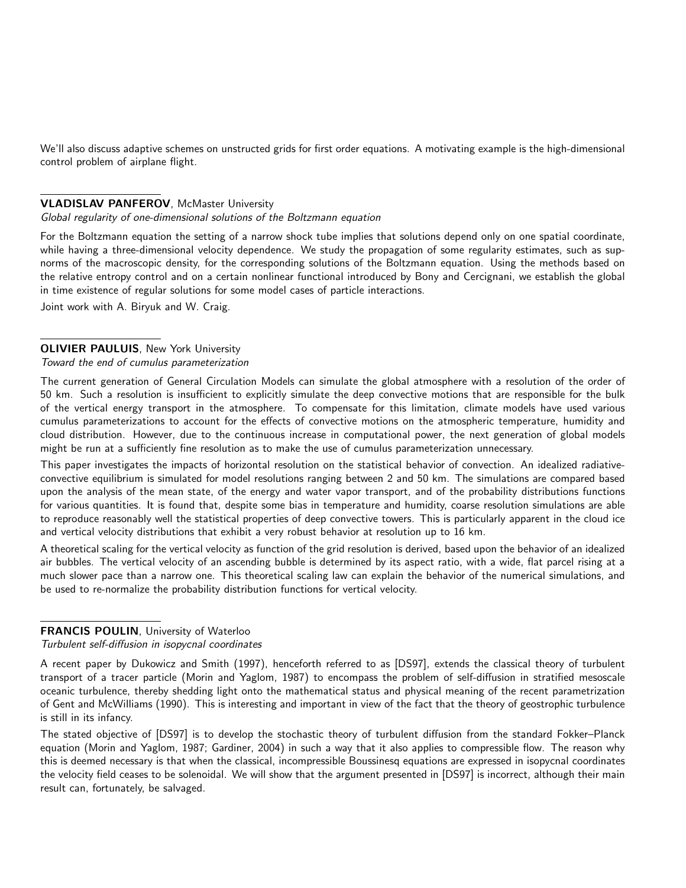We'll also discuss adaptive schemes on unstructed grids for first order equations. A motivating example is the high-dimensional control problem of airplane flight.

**VLADISLAV PANFEROV**, McMaster University
*Global regularity of one-dimensional solutions of the Boltzmann equation*

For the Boltzmann equation the setting of a narrow shock tube implies that solutions depend only on one spatial coordinate, while having a three-dimensional velocity dependence. We study the propagation of some regularity estimates, such as sup-norms of the macroscopic density, for the corresponding solutions of the Boltzmann equation. Using the methods based on the relative entropy control and on a certain nonlinear functional introduced by Bony and Cercignani, we establish the global in time existence of regular solutions for some model cases of particle interactions.

Joint work with A. Biryuk and W. Craig.

**OLIVIER PAULUIS**, New York University
*Toward the end of cumulus parameterization*

The current generation of General Circulation Models can simulate the global atmosphere with a resolution of the order of 50 km. Such a resolution is insufficient to explicitly simulate the deep convective motions that are responsible for the bulk of the vertical energy transport in the atmosphere. To compensate for this limitation, climate models have used various cumulus parameterizations to account for the effects of convective motions on the atmospheric temperature, humidity and cloud distribution. However, due to the continuous increase in computational power, the next generation of global models might be run at a sufficiently fine resolution as to make the use of cumulus parameterization unnecessary.

This paper investigates the impacts of horizontal resolution on the statistical behavior of convection. An idealized radiative-convective equilibrium is simulated for model resolutions ranging between 2 and 50 km. The simulations are compared based upon the analysis of the mean state, of the energy and water vapor transport, and of the probability distributions functions for various quantities. It is found that, despite some bias in temperature and humidity, coarse resolution simulations are able to reproduce reasonably well the statistical properties of deep convective towers. This is particularly apparent in the cloud ice and vertical velocity distributions that exhibit a very robust behavior at resolution up to 16 km.

A theoretical scaling for the vertical velocity as function of the grid resolution is derived, based upon the behavior of an idealized air bubbles. The vertical velocity of an ascending bubble is determined by its aspect ratio, with a wide, flat parcel rising at a much slower pace than a narrow one. This theoretical scaling law can explain the behavior of the numerical simulations, and be used to re-normalize the probability distribution functions for vertical velocity.

**FRANCIS POULIN**, University of Waterloo
*Turbulent self-diffusion in isopycnal coordinates*

A recent paper by Dukowicz and Smith (1997), henceforth referred to as [DS97], extends the classical theory of turbulent transport of a tracer particle (Morin and Yaglom, 1987) to encompass the problem of self-diffusion in stratified mesoscale oceanic turbulence, thereby shedding light onto the mathematical status and physical meaning of the recent parametrization of Gent and McWilliams (1990). This is interesting and important in view of the fact that the theory of geostrophic turbulence is still in its infancy.

The stated objective of [DS97] is to develop the stochastic theory of turbulent diffusion from the standard Fokker–Planck equation (Morin and Yaglom, 1987; Gardiner, 2004) in such a way that it also applies to compressible flow. The reason why this is deemed necessary is that when the classical, incompressible Boussinesq equations are expressed in isopycnal coordinates the velocity field ceases to be solenoidal. We will show that the argument presented in [DS97] is incorrect, although their main result can, fortunately, be salvaged.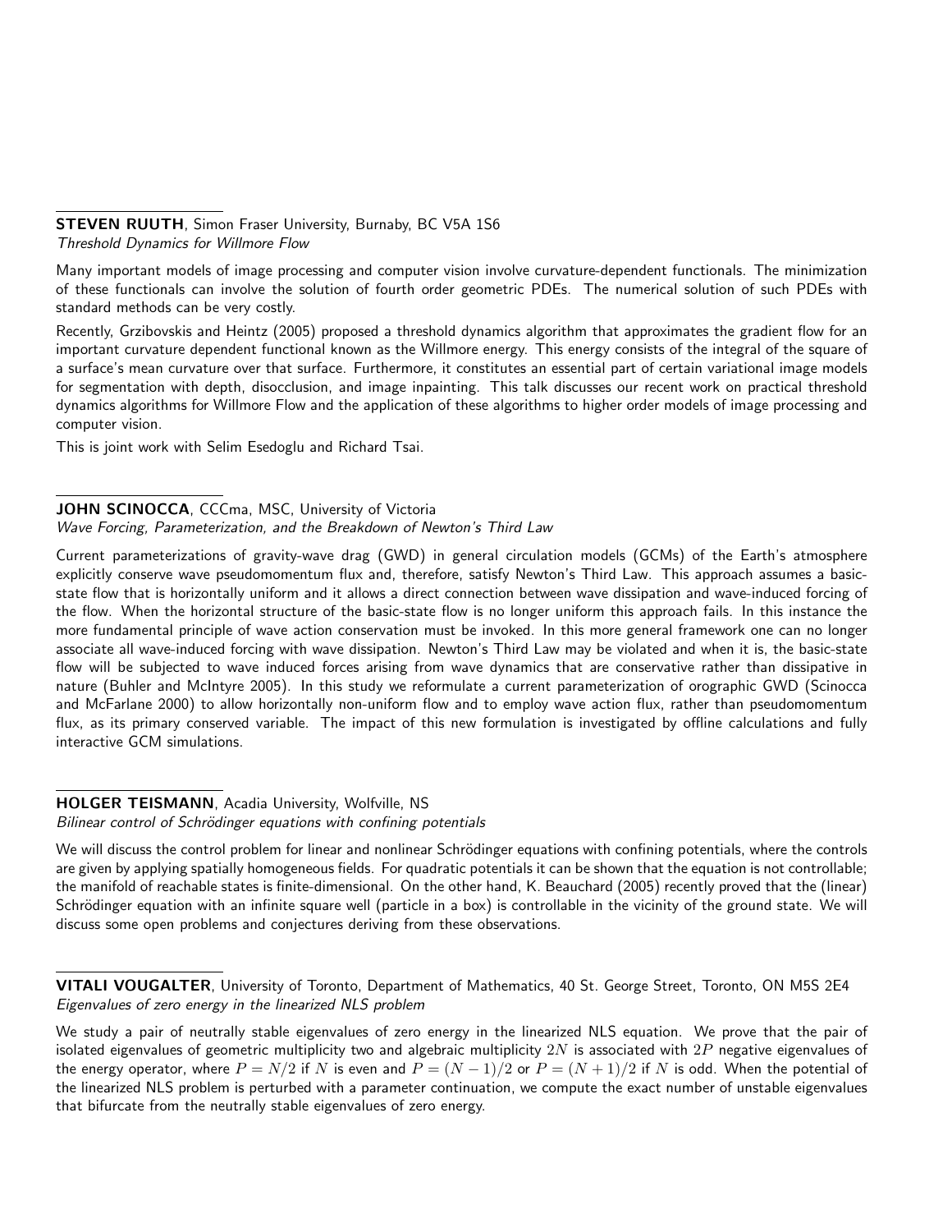**STEVEN RUUTH**, Simon Fraser University, Burnaby, BC V5A 1S6
*Threshold Dynamics for Willmore Flow*

Many important models of image processing and computer vision involve curvature-dependent functionals. The minimization of these functionals can involve the solution of fourth order geometric PDEs. The numerical solution of such PDEs with standard methods can be very costly.

Recently, Grzibovskis and Heintz (2005) proposed a threshold dynamics algorithm that approximates the gradient flow for an important curvature dependent functional known as the Willmore energy. This energy consists of the integral of the square of a surface's mean curvature over that surface. Furthermore, it constitutes an essential part of certain variational image models for segmentation with depth, disocclusion, and image inpainting. This talk discusses our recent work on practical threshold dynamics algorithms for Willmore Flow and the application of these algorithms to higher order models of image processing and computer vision.

This is joint work with Selim Esedoglu and Richard Tsai.

**JOHN SCINOCCA**, CCCma, MSC, University of Victoria
*Wave Forcing, Parameterization, and the Breakdown of Newton's Third Law*

Current parameterizations of gravity-wave drag (GWD) in general circulation models (GCMs) of the Earth's atmosphere explicitly conserve wave pseudomomentum flux and, therefore, satisfy Newton's Third Law. This approach assumes a basic-state flow that is horizontally uniform and it allows a direct connection between wave dissipation and wave-induced forcing of the flow. When the horizontal structure of the basic-state flow is no longer uniform this approach fails. In this instance the more fundamental principle of wave action conservation must be invoked. In this more general framework one can no longer associate all wave-induced forcing with wave dissipation. Newton's Third Law may be violated and when it is, the basic-state flow will be subjected to wave induced forces arising from wave dynamics that are conservative rather than dissipative in nature (Buhler and McIntyre 2005). In this study we reformulate a current parameterization of orographic GWD (Scinocca and McFarlane 2000) to allow horizontally non-uniform flow and to employ wave action flux, rather than pseudomomentum flux, as its primary conserved variable. The impact of this new formulation is investigated by offline calculations and fully interactive GCM simulations.

**HOLGER TEISMANN**, Acadia University, Wolfville, NS
*Bilinear control of Schrödinger equations with confining potentials*

We will discuss the control problem for linear and nonlinear Schrödinger equations with confining potentials, where the controls are given by applying spatially homogeneous fields. For quadratic potentials it can be shown that the equation is not controllable; the manifold of reachable states is finite-dimensional. On the other hand, K. Beauchard (2005) recently proved that the (linear) Schrödinger equation with an infinite square well (particle in a box) is controllable in the vicinity of the ground state. We will discuss some open problems and conjectures deriving from these observations.

**VITALI VOUGALTER**, University of Toronto, Department of Mathematics, 40 St. George Street, Toronto, ON M5S 2E4
*Eigenvalues of zero energy in the linearized NLS problem*

We study a pair of neutrally stable eigenvalues of zero energy in the linearized NLS equation. We prove that the pair of isolated eigenvalues of geometric multiplicity two and algebraic multiplicity $2N$ is associated with $2P$ negative eigenvalues of the energy operator, where $P = N/2$ if $N$ is even and $P = (N-1)/2$ or $P = (N+1)/2$ if $N$ is odd. When the potential of the linearized NLS problem is perturbed with a parameter continuation, we compute the exact number of unstable eigenvalues that bifurcate from the neutrally stable eigenvalues of zero energy.